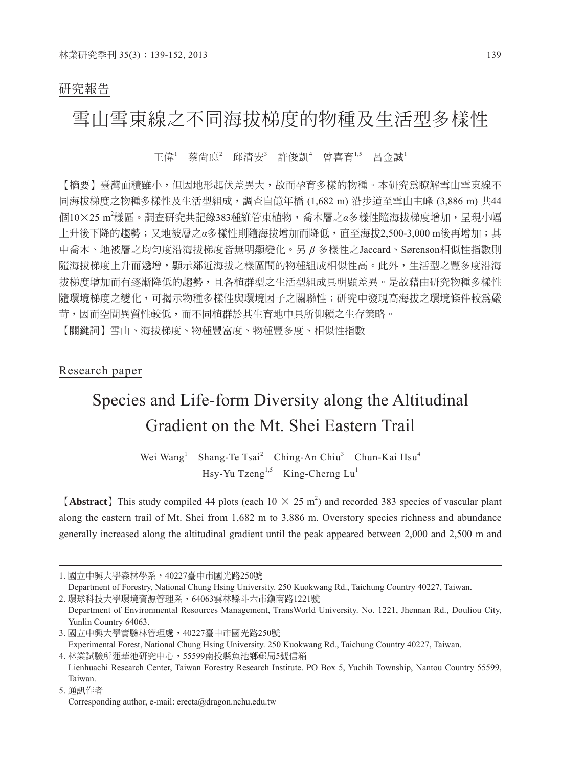研究報告

# 雪山雪東線之不同海拔梯度的物種及生活型多樣性

王偉[1]　蔡尚悳[2]　邱清安[3]　許俊凱[4]　曾喜育[1,5]　呂金誠[1]

【摘要】臺灣面積雖小，但因地形起伏差異大，故而孕育多樣的物種。本研究爲瞭解雪山雪東線不同海拔梯度之物種多樣性及生活型組成，調查自億年橋 (1,682 m) 沿步道至雪山主峰 (3,886 m) 共44個10×25 $m^2$樣區。調查研究共記錄383種維管束植物，喬木層之α多樣性隨海拔梯度增加，呈現小幅上升後下降的趨勢；又地被層之α多樣性則隨海拔增加而降低，直至海拔2,500-3,000 m後再增加；其中喬木、地被層之均勻度沿海拔梯度皆無明顯變化。另 β 多樣性之Jaccard、Sørenson相似性指數則隨海拔梯度上升而遞增，顯示鄰近海拔之樣區間的物種組成相似性高。此外，生活型之豐多度沿海拔梯度增加而有逐漸降低的趨勢，且各植群型之生活型組成具明顯差異。是故藉由研究物種多樣性隨環境梯度之變化，可揭示物種多樣性與環境因子之關聯性；研究中發現高海拔之環境條件較爲嚴苛，因而空間異質性較低，而不同植群於其生育地中具所仰賴之生存策略。

【關鍵詞】雪山、海拔梯度、物種豐富度、物種豐多度、相似性指數

Research paper

# Species and Life-form Diversity along the Altitudinal Gradient on the Mt. Shei Eastern Trail

Wei Wang[1]　Shang-Te Tsai[2]　Ching-An Chiu[3]　Chun-Kai Hsu[4]
Hsy-Yu Tzeng[1,5]　King-Cherng Lu[1]

【**Abstract**】This study compiled 44 plots (each $10 \times 25$ $m^2$) and recorded 383 species of vascular plant along the eastern trail of Mt. Shei from 1,682 m to 3,886 m. Overstory species richness and abundance generally increased along the altitudinal gradient until the peak appeared between 2,000 and 2,500 m and

---

1. 國立中興大學森林學系，40227臺中市國光路250號
Department of Forestry, National Chung Hsing University. 250 Kuokwang Rd., Taichung Country 40227, Taiwan.
2. 環球科技大學環境資源管理系，64063雲林縣斗六市鎮南路1221號
Department of Environmental Resources Management, TransWorld University. No. 1221, Jhennan Rd., Douliou City, Yunlin Country 64063.
3. 國立中興大學實驗林管理處，40227臺中市國光路250號
Experimental Forest, National Chung Hsing University. 250 Kuokwang Rd., Taichung Country 40227, Taiwan.
4. 林業試驗所蓮華池研究中心，55599南投縣魚池鄉郵局5號信箱
Lienhuachi Research Center, Taiwan Forestry Research Institute. PO Box 5, Yuchih Township, Nantou Country 55599, Taiwan.
5. 通訊作者
Corresponding author, e-mail: erecta@dragon.nchu.edu.tw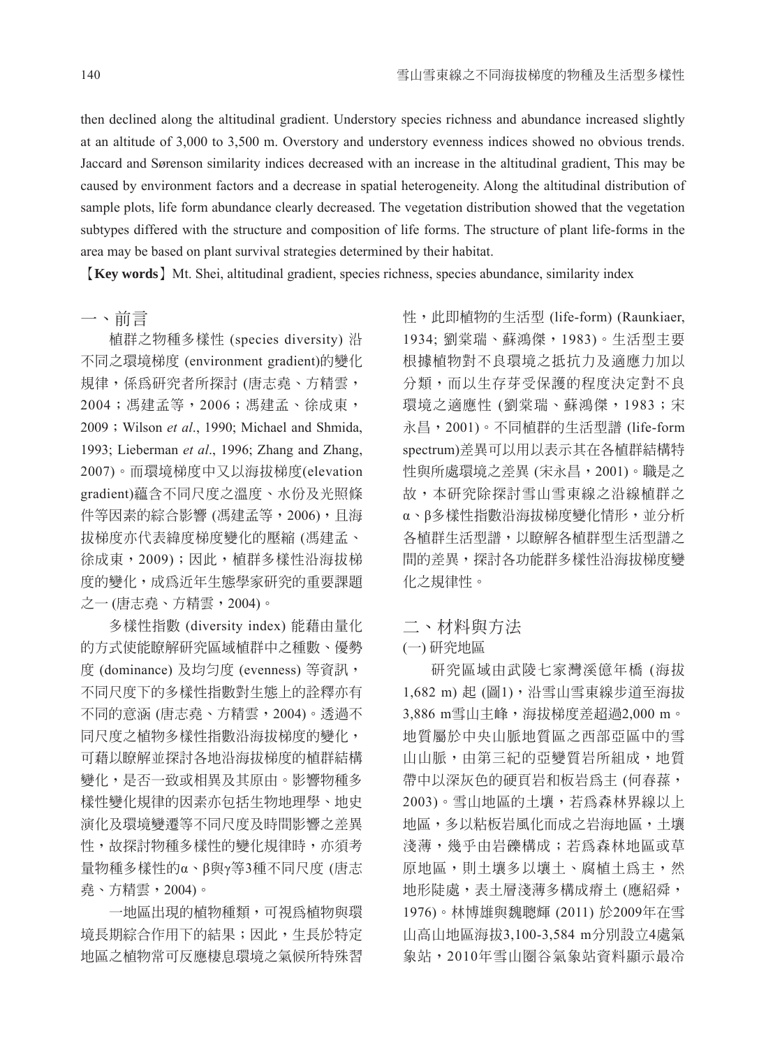then declined along the altitudinal gradient. Understory species richness and abundance increased slightly at an altitude of 3,000 to 3,500 m. Overstory and understory evenness indices showed no obvious trends. Jaccard and Sørenson similarity indices decreased with an increase in the altitudinal gradient, This may be caused by environment factors and a decrease in spatial heterogeneity. Along the altitudinal distribution of sample plots, life form abundance clearly decreased. The vegetation distribution showed that the vegetation subtypes differed with the structure and composition of life forms. The structure of plant life-forms in the area may be based on plant survival strategies determined by their habitat.

【**Key words**】Mt. Shei, altitudinal gradient, species richness, species abundance, similarity index

## 一、前言

植群之物種多樣性 (species diversity) 沿不同之環境梯度 (environment gradient)的變化規律，係爲研究者所探討 (唐志堯、方精雲，2004；馮建孟等，2006；馮建孟、徐成東，2009；Wilson *et al*., 1990; Michael and Shmida, 1993; Lieberman *et al*., 1996; Zhang and Zhang, 2007)。而環境梯度中又以海拔梯度(elevation gradient)蘊含不同尺度之溫度、水份及光照條件等因素的綜合影響 (馮建孟等，2006)，且海拔梯度亦代表緯度梯度變化的壓縮 (馮建孟、徐成東，2009)；因此，植群多樣性沿海拔梯度的變化，成爲近年生態學家研究的重要課題之一 (唐志堯、方精雲，2004)。

多樣性指數 (diversity index) 能藉由量化的方式使能瞭解研究區域植群中之種數、優勢度 (dominance) 及均勻度 (evenness) 等資訊，不同尺度下的多樣性指數對生態上的詮釋亦有不同的意涵 (唐志堯、方精雲，2004)。透過不同尺度之植物多樣性指數沿海拔梯度的變化，可藉以瞭解並探討各地沿海拔梯度的植群結構變化，是否一致或相異及其原由。影響物種多樣性變化規律的因素亦包括生物地理學、地史演化及環境變遷等不同尺度及時間影響之差異性，故探討物種多樣性的變化規律時，亦須考量物種多樣性的α、β與γ等3種不同尺度 (唐志堯、方精雲，2004)。

一地區出現的植物種類，可視爲植物與環境長期綜合作用下的結果；因此，生長於特定地區之植物常可反應棲息環境之氣候所特殊習性，此即植物的生活型 (life-form) (Raunkiaer, 1934; 劉棠瑞、蘇鴻傑，1983)。生活型主要根據植物對不良環境之抵抗力及適應力加以分類，而以生存芽受保護的程度決定對不良環境之適應性 (劉棠瑞、蘇鴻傑，1983；宋永昌，2001)。不同植群的生活型譜 (life-form spectrum)差異可以用以表示其在各植群結構特性與所處環境之差異 (宋永昌，2001)。職是之故，本研究除探討雪山雪東線之沿線植群之α、β多樣性指數沿海拔梯度變化情形，並分析各植群生活型譜，以瞭解各植群型生活型譜之間的差異，探討各功能群多樣性沿海拔梯度變化之規律性。

## 二、材料與方法

### (一) 研究地區

研究區域由武陵七家灣溪億年橋 (海拔1,682 m) 起 (圖1)，沿雪山雪東線步道至海拔3,886 m雪山主峰，海拔梯度差超過2,000 m。地質屬於中央山脈地質區之西部亞區中的雪山山脈，由第三紀的亞變質岩所組成，地質帶中以深灰色的硬頁岩和板岩爲主 (何春蓀，2003)。雪山地區的土壤，若爲森林界線以上地區，多以粘板岩風化而成之岩海地區，土壤淺薄，幾乎由岩礫構成；若爲森林地區或草原地區，則土壤多以壤土、腐植土爲主，然地形陡處，表土層淺薄多構成瘠土 (應紹舜，1976)。林博雄與魏聰輝 (2011) 於2009年在雪山高山地區海拔3,100-3,584 m分別設立4處氣象站，2010年雪山圈谷氣象站資料顯示最冷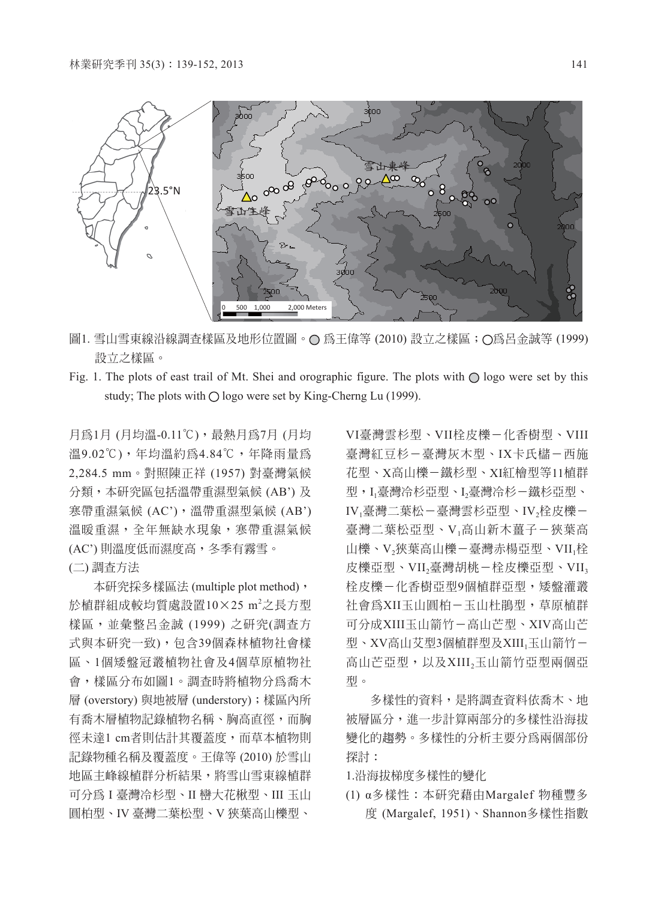圖1. 雪山雪東線沿線調查樣區及地形位置圖。○ 為王偉等 (2010) 設立之樣區；○為呂金誠等 (1999) 設立之樣區。

Fig. 1. The plots of east trail of Mt. Shei and orographic figure. The plots with ○ logo were set by this study; The plots with ○ logo were set by King-Cherng Lu (1999).

月為1月 (月均溫-0.11℃)，最熱月為7月 (月均溫9.02℃)，年均溫約為4.84℃，年降雨量為2,284.5 mm。對照陳正祥 (1957) 對臺灣氣候分類，本研究區包括溫帶重濕型氣候 (AB') 及寒帶重濕氣候 (AC')，溫帶重濕型氣候 (AB') 溫暖重濕，全年無缺水現象，寒帶重濕氣候 (AC') 則溫度低而濕度高，冬季有霧雪。

(二) 調查方法

本研究採多樣區法 (multiple plot method)，於植群組成較均質處設置10×25 m$^2$之長方型樣區，並彙整呂金誠 (1999) 之研究(調查方式與本研究一致)，包含39個森林植物社會樣區、1個矮盤冠叢植物社會及4個草原植物社會，樣區分布如圖1。調查時將植物分為喬木層 (overstory) 與地被層 (understory)；樣區內所有喬木層植物記錄植物名稱、胸高直徑，而胸徑未達1 cm者則估計其覆蓋度，而草本植物則記錄物種名稱及覆蓋度。王偉等 (2010) 於雪山地區主峰線植群分析結果，將雪山雪東線植群可分為 I 臺灣冷杉型、II 巒大花楸型、III 玉山圓柏型、IV 臺灣二葉松型、V 狹葉高山櫟型、VI臺灣雲杉型、VII栓皮櫟－化香樹型、VIII 臺灣紅豆杉－臺灣灰木型、IX卡氏櫧－西施花型、X高山櫟－鐵杉型、XI紅檜型等11植群型，$I_1$臺灣冷杉亞型、$I_2$臺灣冷杉－鐵杉亞型、$IV_1$臺灣二葉松－臺灣雲杉亞型、$IV_2$栓皮櫟－臺灣二葉松亞型、$V_1$高山新木薑子－狹葉高山櫟、$V_2$狹葉高山櫟－臺灣赤楊亞型、$VII_1$栓皮櫟亞型、$VII_2$臺灣胡桃－栓皮櫟亞型、$VII_3$栓皮櫟－化香樹亞型9個植群亞型，矮盤灌叢社會為XII玉山圓柏－玉山杜鵑型，草原植群可分成XIII玉山箭竹－高山芒型、XIV高山芒型、XV高山艾型3個植群型及$XIII_1$玉山箭竹－高山芒亞型，以及$XIII_2$玉山箭竹亞型兩個亞型。

多樣性的資料，是將調查資料依喬木、地被層區分，進一步計算兩部分的多樣性沿海拔變化的趨勢。多樣性的分析主要分為兩個部份探討：

1.沿海拔梯度多樣性的變化

(1) α多樣性：本研究藉由Margalef 物種豐多度 (Margalef, 1951)、Shannon多樣性指數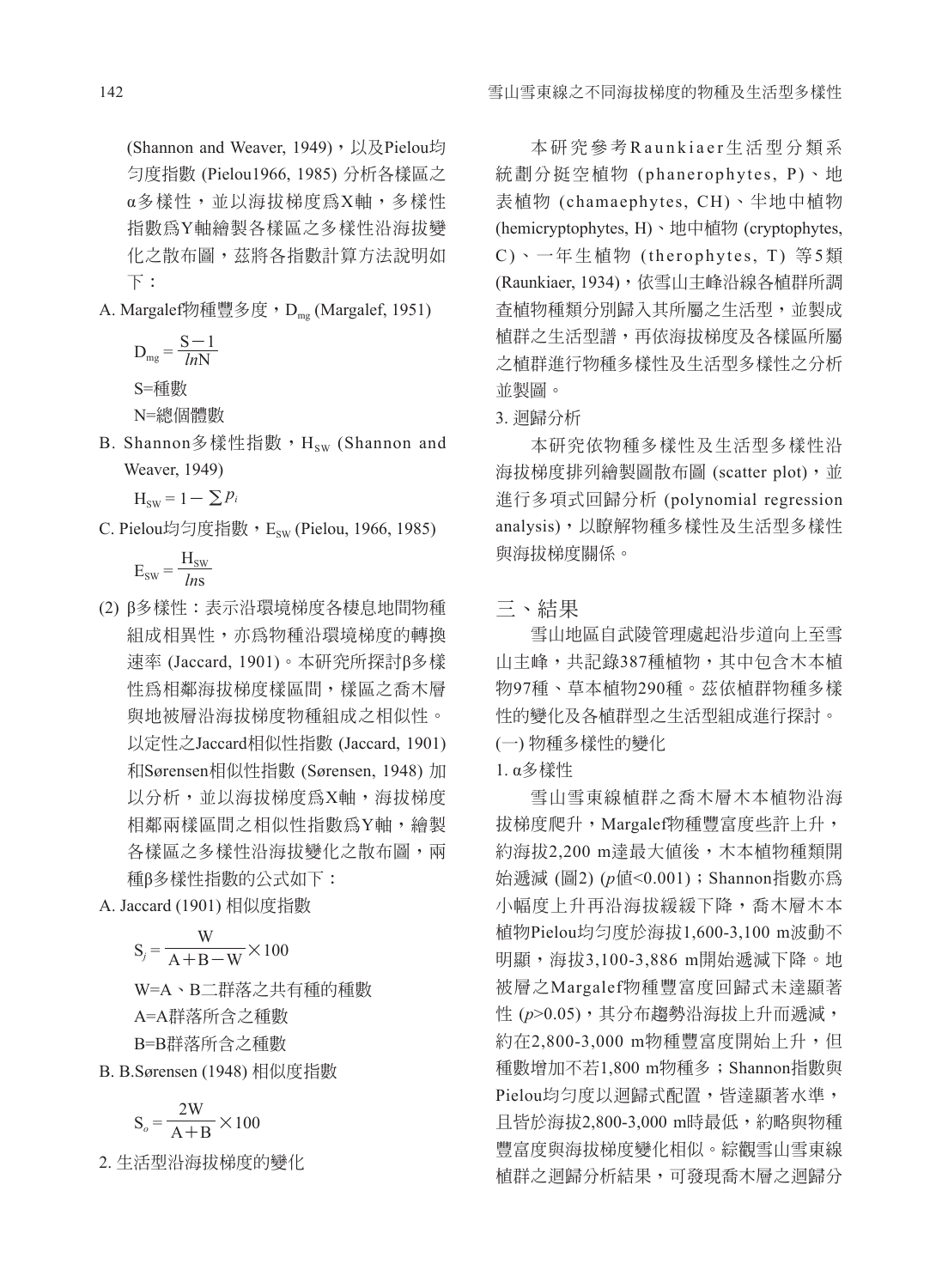(Shannon and Weaver, 1949)，以及Pielou均匀度指數 (Pielou1966, 1985) 分析各樣區之α多樣性，並以海拔梯度爲X軸，多樣性指數爲Y軸繪製各樣區之多樣性沿海拔變化之散布圖，茲將各指數計算方法說明如下：

A. Margalef物種豐多度，$D_{mg}$ (Margalef, 1951)

$$D_{mg} = \frac{S-1}{ln N}$$

S=種數

N=總個體數

B. Shannon多樣性指數，$H_{SW}$ (Shannon and Weaver, 1949)

$$H_{SW} = 1 - \sum p_i$$

C. Pielou均匀度指數，$E_{SW}$ (Pielou, 1966, 1985)

$$E_{SW} = \frac{H_{SW}}{ln s}$$

(2) β多樣性：表示沿環境梯度各棲息地間物種組成相異性，亦爲物種沿環境梯度的轉換速率 (Jaccard, 1901)。本研究所探討β多樣性爲相鄰海拔梯度樣區間，樣區之喬木層與地被層沿海拔梯度物種組成之相似性。以定性之Jaccard相似性指數 (Jaccard, 1901) 和Sørensen相似性指數 (Sørensen, 1948) 加以分析，並以海拔梯度爲X軸，海拔梯度相鄰兩樣區間之相似性指數爲Y軸，繪製各樣區之多樣性沿海拔變化之散布圖，兩種β多樣性指數的公式如下：

A. Jaccard (1901) 相似度指數

$$S_j = \frac{W}{A+B-W} \times 100$$

W=A、B二群落之共有種的種數

A=A群落所含之種數

B=B群落所含之種數

B. B.Sørensen (1948) 相似度指數

$$S_o = \frac{2W}{A+B} \times 100$$

2. 生活型沿海拔梯度的變化

本研究參考Raunkiaer生活型分類系統劃分挺空植物 (phanerophytes, P)、地表植物 (chamaephytes, CH)、半地中植物 (hemicryptophytes, H)、地中植物 (cryptophytes, C)、一年生植物 (therophytes, T) 等5類 (Raunkiaer, 1934)，依雪山主峰沿線各植群所調查植物種類分別歸入其所屬之生活型，並製成植群之生活型譜，再依海拔梯度及各樣區所屬之植群進行物種多樣性及生活型多樣性之分析並製圖。

3. 迴歸分析

本研究依物種多樣性及生活型多樣性沿海拔梯度排列繪製圖散布圖 (scatter plot)，並進行多項式回歸分析 (polynomial regression analysis)，以瞭解物種多樣性及生活型多樣性與海拔梯度關係。

## 三、結果

雪山地區自武陵管理處起沿步道向上至雪山主峰，共記錄387種植物，其中包含木本植物97種、草本植物290種。茲依植群物種多樣性的變化及各植群型之生活型組成進行探討。

(一) 物種多樣性的變化

1. α多樣性

雪山雪東線植群之喬木層木本植物沿海拔梯度爬升，Margalef物種豐富度些許上升，約海拔2,200 m達最大值後，木本植物種類開始遞減 (圖2) ($p$值<0.001)；Shannon指數亦爲小幅度上升再沿海拔緩緩下降，喬木層木本植物Pielou均匀度於海拔1,600-3,100 m波動不明顯，海拔3,100-3,886 m開始遞減下降。地被層之Margalef物種豐富度回歸式未達顯著性 ($p$>0.05)，其分布趨勢沿海拔上升而遞減，約在2,800-3,000 m物種豐富度開始上升，但種數增加不若1,800 m物種多；Shannon指數與Pielou均匀度以迴歸式配置，皆達顯著水準，且皆於海拔2,800-3,000 m時最低，約略與物種豐富度與海拔梯度變化相似。綜觀雪山雪東線植群之迴歸分析結果，可發現喬木層之迴歸分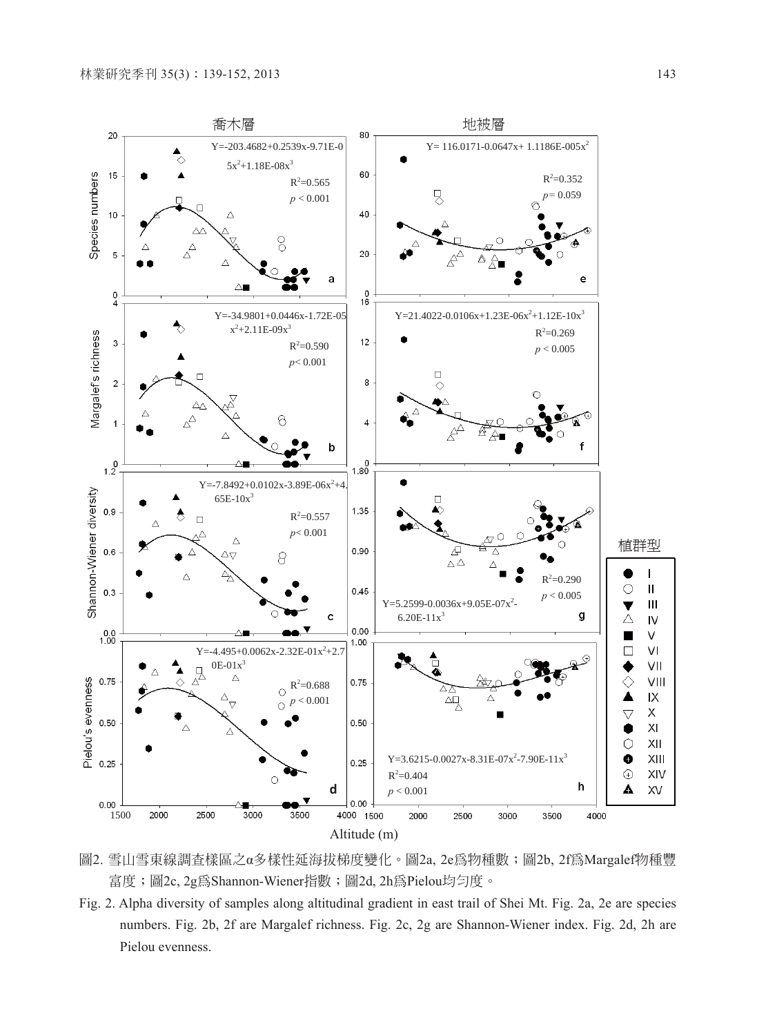圖2. 雪山雪東線調查樣區之α多樣性延海拔梯度變化。圖2a, 2e爲物種數；圖2b, 2f爲Margalef物種豐富度；圖2c, 2g爲Shannon-Wiener指數；圖2d, 2h爲Pielou均勻度。

Fig. 2. Alpha diversity of samples along altitudinal gradient in east trail of Shei Mt. Fig. 2a, 2e are species numbers. Fig. 2b, 2f are Margalef richness. Fig. 2c, 2g are Shannon-Wiener index. Fig. 2d, 2h are Pielou evenness.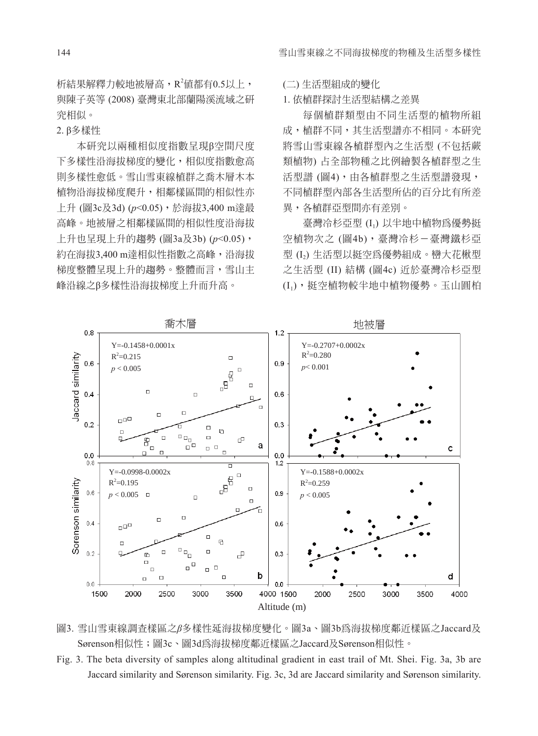析結果解釋力較地被層高，$R^2$值都有0.5以上，與陳子英等 (2008) 臺灣東北部蘭陽溪流域之研究相似。

2. β多樣性

本研究以兩種相似度指數呈現β空間尺度下多樣性沿海拔梯度的變化，相似度指數愈高則多樣性愈低。雪山雪東線植群之喬木層木本植物沿海拔梯度爬升，相鄰樣區間的相似性亦上升 (圖3c及3d) ($p$<0.05)，於海拔3,400 m達最高峰。地被層之相鄰樣區間的相似性度沿海拔上升也呈現上升的趨勢 (圖3a及3b) ($p$<0.05)，約在海拔3,400 m達相似性指數之高峰，沿海拔梯度整體呈現上升的趨勢。整體而言，雪山主峰沿線之β多樣性沿海拔梯度上升而升高。

(二) 生活型組成的變化

1. 依植群探討生活型結構之差異

每個植群類型由不同生活型的植物所組成，植群不同，其生活型譜亦不相同。本研究將雪山雪東線各植群型內之生活型 (不包括蕨類植物) 占全部物種之比例繪製各植群型之生活型譜 (圖4)，由各植群型之生活型譜發現，不同植群型內部各生活型所佔的百分比有所差異，各植群亞型間亦有差別。

臺灣冷杉亞型 ($I_1$) 以半地中植物為優勢挺空植物次之 (圖4b)，臺灣冷杉－臺灣鐵杉亞型 ($I_2$) 生活型以挺空為優勢組成。巒大花楸型之生活型 (II) 結構 (圖4c) 近於臺灣冷杉亞型 ($I_1$)，挺空植物較半地中植物優勢。玉山圓柏

圖3. 雪山雪東線調查樣區之$\beta$多樣性延海拔梯度變化。圖3a、圖3b為海拔梯度鄰近樣區之Jaccard及Sørenson相似性；圖3c、圖3d為海拔梯度鄰近樣區之Jaccard及Sørenson相似性。

Fig. 3. The beta diversity of samples along altitudinal gradient in east trail of Mt. Shei. Fig. 3a, 3b are Jaccard similarity and Sørenson similarity. Fig. 3c, 3d are Jaccard similarity and Sørenson similarity.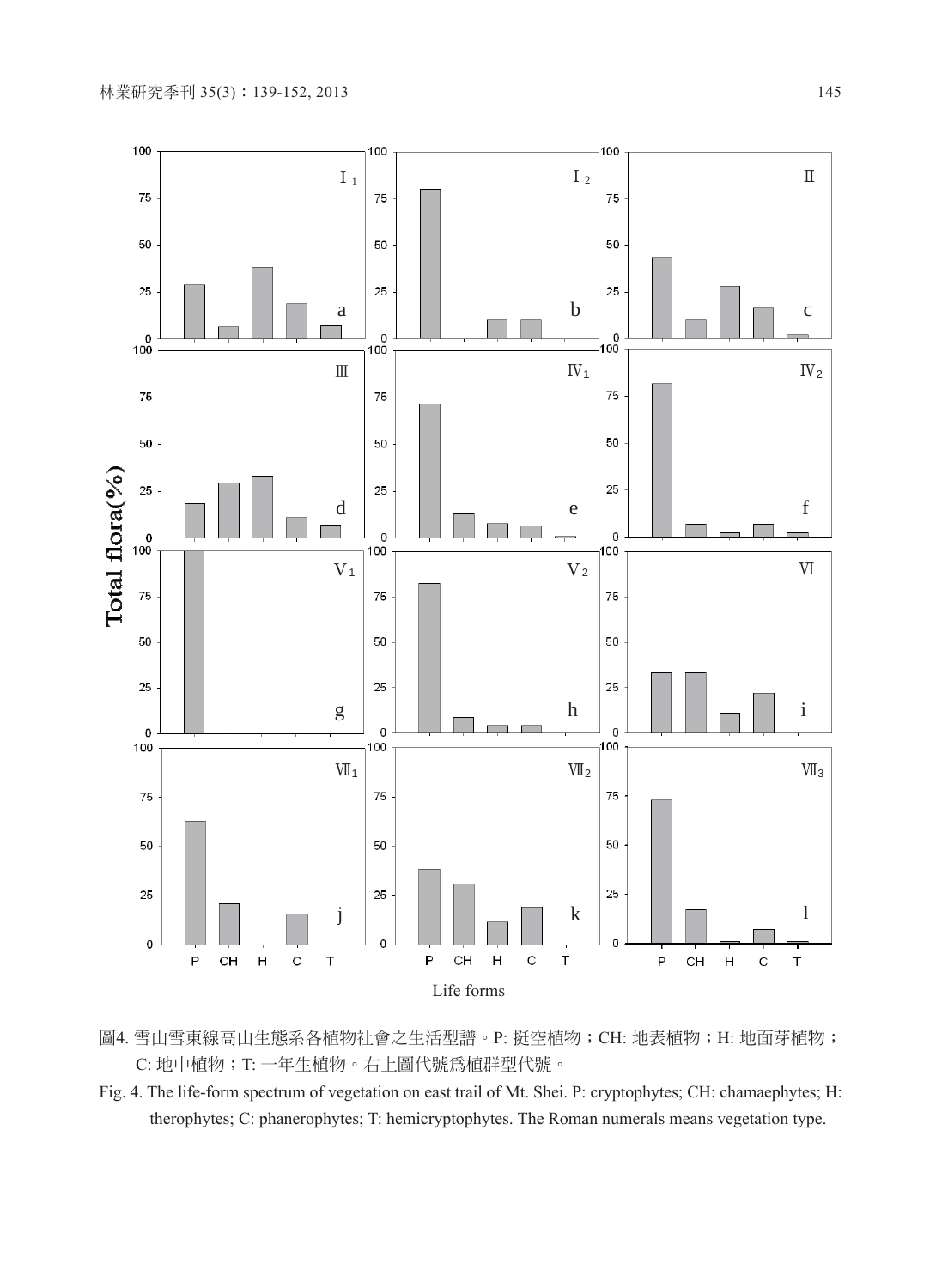圖4. 雪山雪東線高山生態系各植物社會之生活型譜。P: 挺空植物；CH: 地表植物；H: 地面芽植物；C: 地中植物；T: 一年生植物。右上圖代號爲植群型代號。

Fig. 4. The life-form spectrum of vegetation on east trail of Mt. Shei. P: cryptophytes; CH: chamaephytes; H: therophytes; C: phanerophytes; T: hemicryptophytes. The Roman numerals means vegetation type.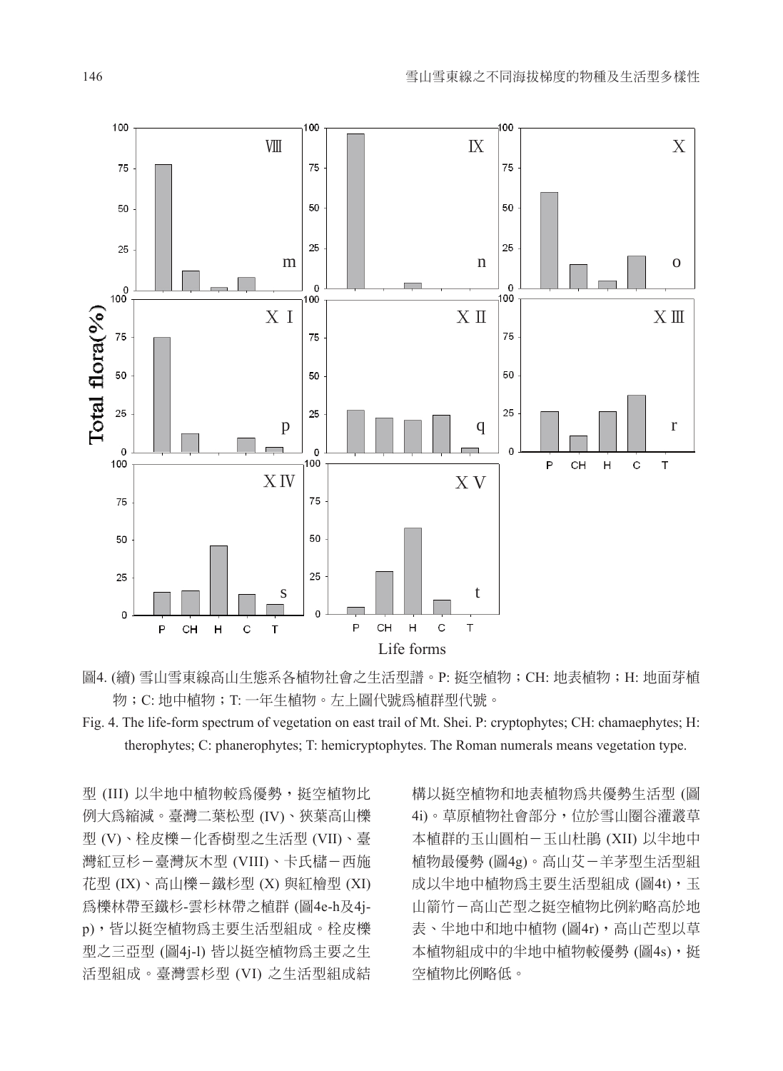圖4. (續) 雪山雪東線高山生態系各植物社會之生活型譜。P: 挺空植物；CH: 地表植物；H: 地面芽植物；C: 地中植物；T: 一年生植物。左上圖代號為植群型代號。

Fig. 4. The life-form spectrum of vegetation on east trail of Mt. Shei. P: cryptophytes; CH: chamaephytes; H: therophytes; C: phanerophytes; T: hemicryptophytes. The Roman numerals means vegetation type.

型 (III) 以半地中植物較為優勢，挺空植物比例大為縮減。臺灣二葉松型 (IV)、狹葉高山櫟型 (V)、栓皮櫟－化香樹型之生活型 (VII)、臺灣紅豆杉－臺灣灰木型 (VIII)、卡氏櫧－西施花型 (IX)、高山櫟－鐵杉型 (X) 與紅檜型 (XI) 為櫟林帶至鐵杉-雲杉林帶之植群 (圖4e-h及4j-p)，皆以挺空植物為主要生活型組成。栓皮櫟型之三亞型 (圖4j-l) 皆以挺空植物為主要之生活型組成。臺灣雲杉型 (VI) 之生活型組成結構以挺空植物和地表植物為共優勢生活型 (圖4i)。草原植物社會部分，位於雪山圈谷灌叢草本植群的玉山圓柏－玉山杜鵑 (XII) 以半地中植物最優勢 (圖4g)。高山艾－羊茅型生活型組成以半地中植物為主要生活型組成 (圖4t)，玉山箭竹－高山芒型之挺空植物比例約略高於地表、半地中和地中植物 (圖4r)，高山芒型以草本植物組成中的半地中植物較優勢 (圖4s)，挺空植物比例略低。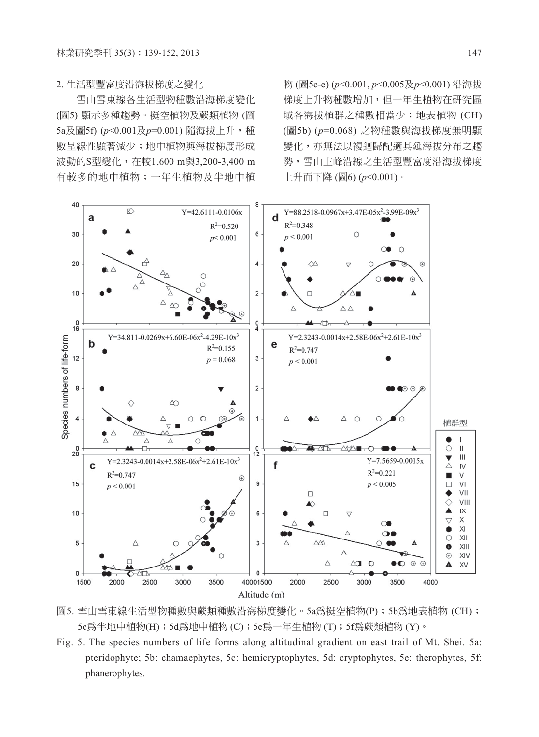2. 生活型豐富度沿海拔梯度之變化

雪山雪東線各生活型物種數沿海梯度變化(圖5) 顯示多種趨勢。挺空植物及蕨類植物 (圖5a及圖5f) ($p$<0.001及$p$=0.001) 隨海拔上升，種數呈線性顯著減少；地中植物與海拔梯度形成波動的S型變化，在較1,600 m與3,200-3,400 m有較多的地中植物；一年生植物及半地中植物 (圖5c-e) ($p$<0.001, $p$<0.005及$p$<0.001) 沿海拔梯度上升物種數增加，但一年生植物在研究區域各海拔植群之種數相當少；地表植物 (CH) (圖5b) ($p$=0.068) 之物種數與海拔梯度無明顯變化，亦無法以複迴歸配適其延海拔分布之趨勢，雪山主峰沿線之生活型豐富度沿海拔梯度上升而下降 (圖6) ($p$<0.001)。

圖5. 雪山雪東線生活型物種數與蕨類種數沿海拔梯度變化。5a爲挺空植物(P)；5b爲地表植物 (CH)；5c爲半地中植物(H)；5d爲地中植物 (C)；5e爲一年生植物 (T)；5f爲蕨類植物 (Y)。

Fig. 5. The species numbers of life forms along altitudinal gradient on east trail of Mt. Shei. 5a: pteridophyte; 5b: chamaephytes, 5c: hemicryptophytes, 5d: cryptophytes, 5e: therophytes, 5f: phanerophytes.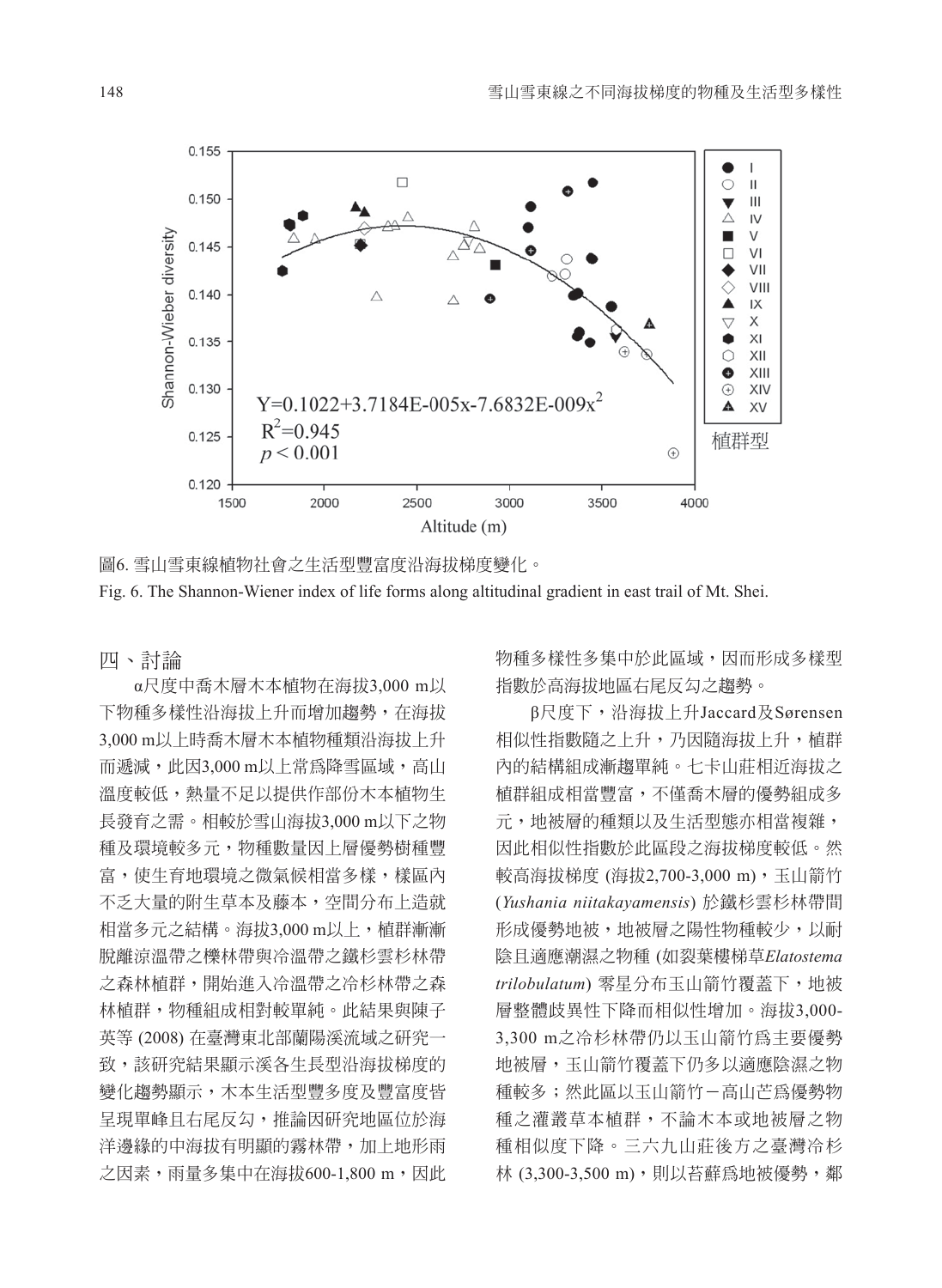圖6. 雪山雪東線植物社會之生活型豐富度沿海拔梯度變化。

Fig. 6. The Shannon-Wiener index of life forms along altitudinal gradient in east trail of Mt. Shei.

## 四、討論

α尺度中喬木層木本植物在海拔3,000 m以下物種多樣性沿海拔上升而增加趨勢，在海拔3,000 m以上時喬木層木本植物種類沿海拔上升而遞減，此因3,000 m以上常爲降雪區域，高山溫度較低，熱量不足以提供作部份木本植物生長發育之需。相較於雪山海拔3,000 m以下之物種及環境較多元，物種數量因上層優勢樹種豐富，使生育地環境之微氣候相當多樣，樣區內不乏大量的附生草本及藤本，空間分布上造就相當多元之結構。海拔3,000 m以上，植群漸漸脫離涼溫帶之櫟林帶與冷溫帶之鐵杉雲杉林帶之森林植群，開始進入冷溫帶之冷杉林帶之森林植群，物種組成相對較單純。此結果與陳子英等 (2008) 在臺灣東北部蘭陽溪流域之研究一致，該研究結果顯示溪各生長型沿海拔梯度的變化趨勢顯示，木本生活型豐多度及豐富度皆呈現單峰且右尾反勾，推論因研究地區位於海洋邊緣的中海拔有明顯的霧林帶，加上地形雨之因素，雨量多集中在海拔600-1,800 m，因此物種多樣性多集中於此區域，因而形成多樣型指數於高海拔地區右尾反勾之趨勢。

β尺度下，沿海拔上升Jaccard及Sørensen相似性指數隨之上升，乃因隨海拔上升，植群內的結構組成漸趨單純。七卡山莊相近海拔之植群組成相當豐富，不僅喬木層的優勢組成多元，地被層的種類以及生活型態亦相當複雜，因此相似性指數於此區段之海拔梯度較低。然較高海拔梯度 (海拔2,700-3,000 m)，玉山箭竹 (*Yushania niitakayamensis*) 於鐵杉雲杉林帶間形成優勢地被，地被層之陽性物種較少，以耐陰且適應潮濕之物種 (如裂葉樓梯草*Elatostema trilobulatum*) 零星分布玉山箭竹覆蓋下，地被層整體歧異性下降而相似性增加。海拔3,000-3,300 m之冷杉林帶仍以玉山箭竹爲主要優勢地被層，玉山箭竹覆蓋下仍多以適應陰濕之物種較多；然此區以玉山箭竹－高山芒爲優勢物種之灌叢草本植群，不論木本或地被層之物種相似度下降。三六九山莊後方之臺灣冷杉林 (3,300-3,500 m)，則以苔蘚爲地被優勢，鄰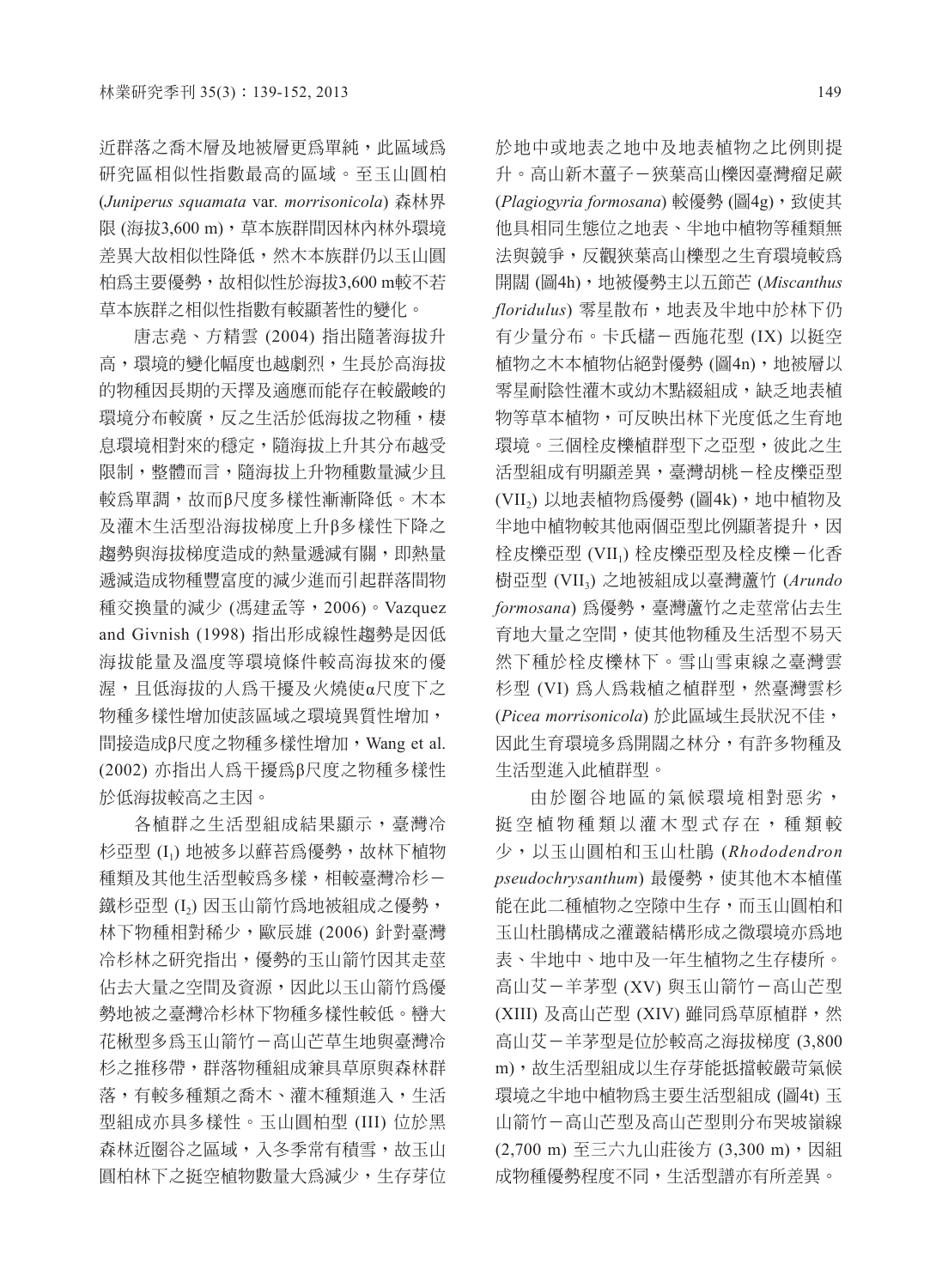近群落之喬木層及地被層更爲單純，此區域爲研究區相似性指數最高的區域。至玉山圓柏 (*Juniperus squamata* var. *morrisonicola*) 森林界限 (海拔3,600 m)，草本族群間因林內林外環境差異大故相似性降低，然木本族群仍以玉山圓柏爲主要優勢，故相似性於海拔3,600 m較不若草本族群之相似性指數有較顯著性的變化。

唐志堯、方精雲 (2004) 指出隨著海拔升高，環境的變化幅度也越劇烈，生長於高海拔的物種因長期的天擇及適應而能存在較嚴峻的環境分布較廣，反之生活於低海拔之物種，棲息環境相對來的穩定，隨海拔上升其分布越受限制，整體而言，隨海拔上升物種數量減少且較爲單調，故而β尺度多樣性漸漸降低。木本及灌木生活型沿海拔梯度上升β多樣性下降之趨勢與海拔梯度造成的熱量遞減有關，即熱量遞減造成物種豐富度的減少進而引起群落間物種交換量的減少 (馮建孟等，2006)。Vazquez and Givnish (1998) 指出形成線性趨勢是因低海拔能量及溫度等環境條件較高海拔來的優渥，且低海拔的人爲干擾及火燒使α尺度下之物種多樣性增加使該區域之環境異質性增加，間接造成β尺度之物種多樣性增加，Wang et al. (2002) 亦指出人爲干擾爲β尺度之物種多樣性於低海拔較高之主因。

各植群之生活型組成結果顯示，臺灣冷杉亞型 ($I_1$) 地被多以蘚苔爲優勢，故林下植物種類及其他生活型較爲多樣，相較臺灣冷杉－鐵杉亞型 ($I_2$) 因玉山箭竹爲地被組成之優勢，林下物種相對稀少，歐辰雄 (2006) 針對臺灣冷杉林之研究指出，優勢的玉山箭竹因其走莖佔去大量之空間及資源，因此以玉山箭竹爲優勢地被之臺灣冷杉林下物種多樣性較低。巒大花楸型多爲玉山箭竹－高山芒草生地與臺灣冷杉之推移帶，群落物種組成兼具草原與森林群落，有較多種類之喬木、灌木種類進入，生活型組成亦具多樣性。玉山圓柏型 (III) 位於黑森林近圈谷之區域，入冬季常有積雪，故玉山圓柏林下之挺空植物數量大爲減少，生存芽位於地中或地表之地中及地表植物之比例則提升。高山新木薑子－狹葉高山櫟因臺灣瘤足蕨 (*Plagiogyria formosana*) 較優勢 (圖4g)，致使其他具相同生態位之地表、半地中植物等種類無法與競爭，反觀狹葉高山櫟型之生育環境較爲開闊 (圖4h)，地被優勢主以五節芒 (*Miscanthus floridulus*) 零星散布，地表及半地中於林下仍有少量分布。卡氏櫧－西施花型 (IX) 以挺空植物之木本植物佔絕對優勢 (圖4n)，地被層以零星耐陰性灌木或幼木點綴組成，缺乏地表植物等草本植物，可反映出林下光度低之生育地環境。三個栓皮櫟植群型下之亞型，彼此之生活型組成有明顯差異，臺灣胡桃－栓皮櫟亞型 ($VII_2$) 以地表植物爲優勢 (圖4k)，地中植物及半地中植物較其他兩個亞型比例顯著提升，因栓皮櫟亞型 ($VII_1$) 栓皮櫟亞型及栓皮櫟－化香樹亞型 ($VII_3$) 之地被組成以臺灣蘆竹 (*Arundo formosana*) 爲優勢，臺灣蘆竹之走莖常佔去生育地大量之空間，使其他物種及生活型不易天然下種於栓皮櫟林下。雪山雪東線之臺灣雲杉型 (VI) 爲人爲栽植之植群型，然臺灣雲杉 (*Picea morrisonicola*) 於此區域生長狀況不佳，因此生育環境多爲開闊之林分，有許多物種及生活型進入此植群型。

由於圈谷地區的氣候環境相對惡劣，挺空植物種類以灌木型式存在，種類較少，以玉山圓柏和玉山杜鵑 (*Rhododendron pseudochrysanthum*) 最優勢，使其他木本植僅能在此二種植物之空隙中生存，而玉山圓柏和玉山杜鵑構成之灌叢結構形成之微環境亦爲地表、半地中、地中及一年生植物之生存棲所。高山艾－羊茅型 (XV) 與玉山箭竹－高山芒型 (XIII) 及高山芒型 (XIV) 雖同爲草原植群，然高山艾－羊茅型是位於較高之海拔梯度 (3,800 m)，故生活型組成以生存芽能抵擋較嚴苛氣候環境之半地中植物爲主要生活型組成 (圖4t) 玉山箭竹－高山芒型及高山芒型則分布哭坡嶺線 (2,700 m) 至三六九山莊後方 (3,300 m)，因組成物種優勢程度不同，生活型譜亦有所差異。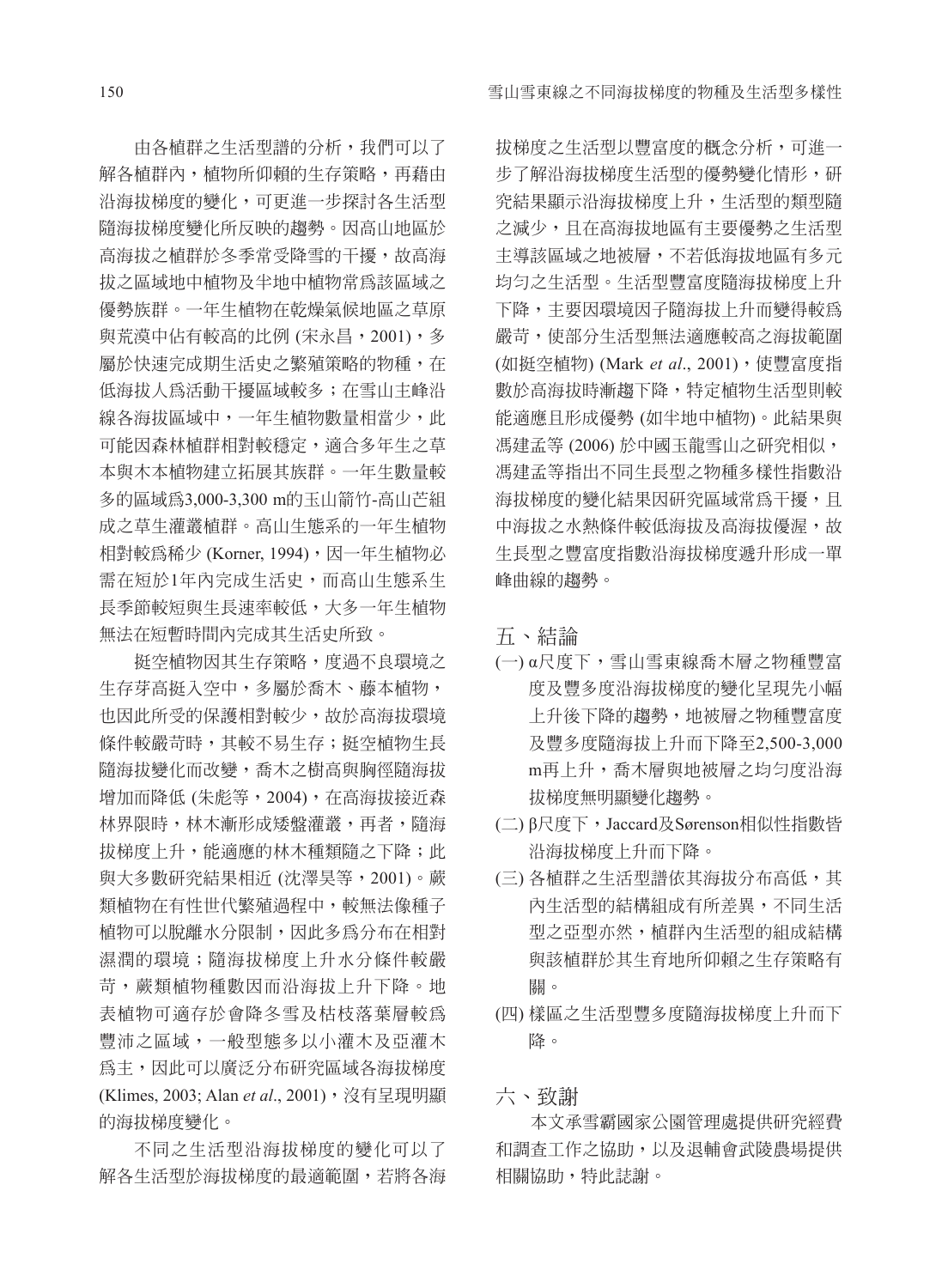由各植群之生活型譜的分析，我們可以了解各植群內，植物所仰賴的生存策略，再藉由沿海拔梯度的變化，可更進一步探討各生活型隨海拔梯度變化所反映的趨勢。因高山地區於高海拔之植群於冬季常受降雪的干擾，故高海拔之區域地中植物及半地中植物常爲該區域之優勢族群。一年生植物在乾燥氣候地區之草原與荒漠中佔有較高的比例 (宋永昌，2001)，多屬於快速完成期生活史之繁殖策略的物種，在低海拔人爲活動干擾區域較多；在雪山主峰沿線各海拔區域中，一年生植物數量相當少，此可能因森林植群相對較穩定，適合多年生之草本與木本植物建立拓展其族群。一年生數量較多的區域爲3,000-3,300 m的玉山箭竹-高山芒組成之草生灌叢植群。高山生態系的一年生植物相對較爲稀少 (Korner, 1994)，因一年生植物必需在短於1年內完成生活史，而高山生態系生長季節較短與生長速率較低，大多一年生植物無法在短暫時間內完成其生活史所致。

挺空植物因其生存策略，度過不良環境之生存芽高挺入空中，多屬於喬木、藤本植物，也因此所受的保護相對較少，故於高海拔環境條件較嚴苛時，其較不易生存；挺空植物生長隨海拔變化而改變，喬木之樹高與胸徑隨海拔增加而降低 (朱彪等，2004)，在高海拔接近森林界限時，林木漸形成矮盤灌叢，再者，隨海拔梯度上升，能適應的林木種類隨之下降；此與大多數研究結果相近 (沈澤昊等，2001)。蕨類植物在有性世代繁殖過程中，較無法像種子植物可以脫離水分限制，因此多爲分布在相對濕潤的環境；隨海拔梯度上升水分條件較嚴苛，蕨類植物種數因而沿海拔上升下降。地表植物可適存於會降冬雪及枯枝落葉層較爲豐沛之區域，一般型態多以小灌木及亞灌木爲主，因此可以廣泛分布研究區域各海拔梯度 (Klimes, 2003; Alan *et al*., 2001)，沒有呈現明顯的海拔梯度變化。

不同之生活型沿海拔梯度的變化可以了解各生活型於海拔梯度的最適範圍，若將各海拔梯度之生活型以豐富度的概念分析，可進一步了解沿海拔梯度生活型的優勢變化情形，研究結果顯示沿海拔梯度上升，生活型的類型隨之減少，且在高海拔地區有主要優勢之生活型主導該區域之地被層，不若低海拔地區有多元均勻之生活型。生活型豐富度隨海拔梯度上升下降，主要因環境因子隨海拔上升而變得較爲嚴苛，使部分生活型無法適應較高之海拔範圍 (如挺空植物) (Mark *et al*., 2001)，使豐富度指數於高海拔時漸趨下降，特定植物生活型則較能適應且形成優勢 (如半地中植物)。此結果與馮建孟等 (2006) 於中國玉龍雪山之研究相似，馮建孟等指出不同生長型之物種多樣性指數沿海拔梯度的變化結果因研究區域常爲干擾，且中海拔之水熱條件較低海拔及高海拔優渥，故生長型之豐富度指數沿海拔梯度遞升形成一單峰曲線的趨勢。

## 五、結論

(一) α尺度下，雪山雪東線喬木層之物種豐富度及豐多度沿海拔梯度的變化呈現先小幅上升後下降的趨勢，地被層之物種豐富度及豐多度隨海拔上升而下降至2,500-3,000 m再上升，喬木層與地被層之均勻度沿海拔梯度無明顯變化趨勢。

(二) β尺度下，Jaccard及Sørenson相似性指數皆沿海拔梯度上升而下降。

(三) 各植群之生活型譜依其海拔分布高低，其內生活型的結構組成有所差異，不同生活型之亞型亦然，植群內生活型的組成結構與該植群於其生育地所仰賴之生存策略有關。

(四) 樣區之生活型豐多度隨海拔梯度上升而下降。

## 六、致謝

本文承雪霸國家公園管理處提供研究經費和調查工作之協助，以及退輔會武陵農場提供相關協助，特此誌謝。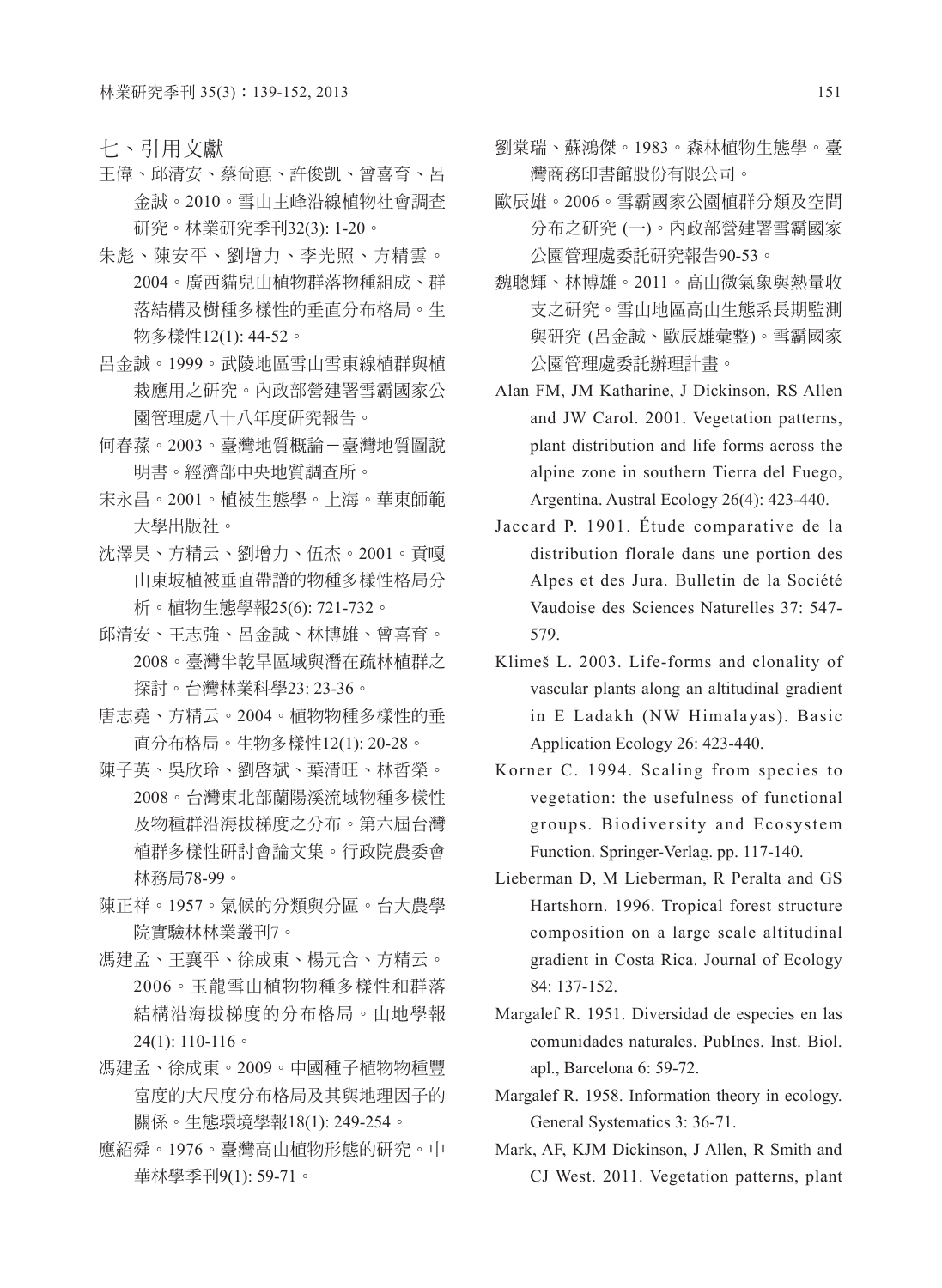## 七、引用文獻

王偉、邱清安、蔡尚悳、許俊凱、曾喜育、呂金誠。2010。雪山主峰沿線植物社會調查研究。林業研究季刊32(3): 1-20。

朱彪、陳安平、劉增力、李光照、方精雲。2004。廣西貓兒山植物群落物種組成、群落結構及樹種多樣性的垂直分布格局。生物多樣性12(1): 44-52。

呂金誠。1999。武陵地區雪山雪東線植群與植栽應用之研究。內政部營建署雪霸國家公園管理處八十八年度研究報告。

何春蓀。2003。臺灣地質概論－臺灣地質圖說明書。經濟部中央地質調查所。

宋永昌。2001。植被生態學。上海。華東師範大學出版社。

沈澤昊、方精云、劉增力、伍杰。2001。貢嘎山東坡植被垂直帶譜的物種多樣性格局分析。植物生態學報25(6): 721-732。

邱清安、王志強、呂金誠、林博雄、曾喜育。2008。臺灣半乾旱區域與潛在疏林植群之探討。台灣林業科學23: 23-36。

唐志堯、方精云。2004。植物物種多樣性的垂直分布格局。生物多樣性12(1): 20-28。

陳子英、吳欣玲、劉啓斌、葉清旺、林哲榮。2008。台灣東北部蘭陽溪流域物種多樣性及物種群沿海拔梯度之分布。第六屆台灣植群多樣性研討會論文集。行政院農委會林務局78-99。

陳正祥。1957。氣候的分類與分區。台大農學院實驗林林業叢刊7。

馮建孟、王襄平、徐成東、楊元合、方精云。2006。玉龍雪山植物物種多樣性和群落結構沿海拔梯度的分布格局。山地學報24(1): 110-116。

馮建孟、徐成東。2009。中國種子植物物種豐富度的大尺度分布格局及其與地理因子的關係。生態環境學報18(1): 249-254。

應紹舜。1976。臺灣高山植物形態的研究。中華林學季刊9(1): 59-71。

劉棠瑞、蘇鴻傑。1983。森林植物生態學。臺灣商務印書館股份有限公司。

歐辰雄。2006。雪霸國家公園植群分類及空間分布之研究 (一)。內政部營建署雪霸國家公園管理處委託研究報告90-53。

魏聰輝、林博雄。2011。高山微氣象與熱量收支之研究。雪山地區高山生態系長期監測與研究 (呂金誠、歐辰雄彙整)。雪霸國家公園管理處委託辦理計畫。

Alan FM, JM Katharine, J Dickinson, RS Allen and JW Carol. 2001. Vegetation patterns, plant distribution and life forms across the alpine zone in southern Tierra del Fuego, Argentina. Austral Ecology 26(4): 423-440.

Jaccard P. 1901. Étude comparative de la distribution florale dans une portion des Alpes et des Jura. Bulletin de la Société Vaudoise des Sciences Naturelles 37: 547-579.

Klimeš L. 2003. Life-forms and clonality of vascular plants along an altitudinal gradient in E Ladakh (NW Himalayas). Basic Application Ecology 26: 423-440.

Korner C. 1994. Scaling from species to vegetation: the usefulness of functional groups. Biodiversity and Ecosystem Function. Springer-Verlag. pp. 117-140.

Lieberman D, M Lieberman, R Peralta and GS Hartshorn. 1996. Tropical forest structure composition on a large scale altitudinal gradient in Costa Rica. Journal of Ecology 84: 137-152.

Margalef R. 1951. Diversidad de especies en las comunidades naturales. PubInes. Inst. Biol. apl., Barcelona 6: 59-72.

Margalef R. 1958. Information theory in ecology. General Systematics 3: 36-71.

Mark, AF, KJM Dickinson, J Allen, R Smith and CJ West. 2011. Vegetation patterns, plant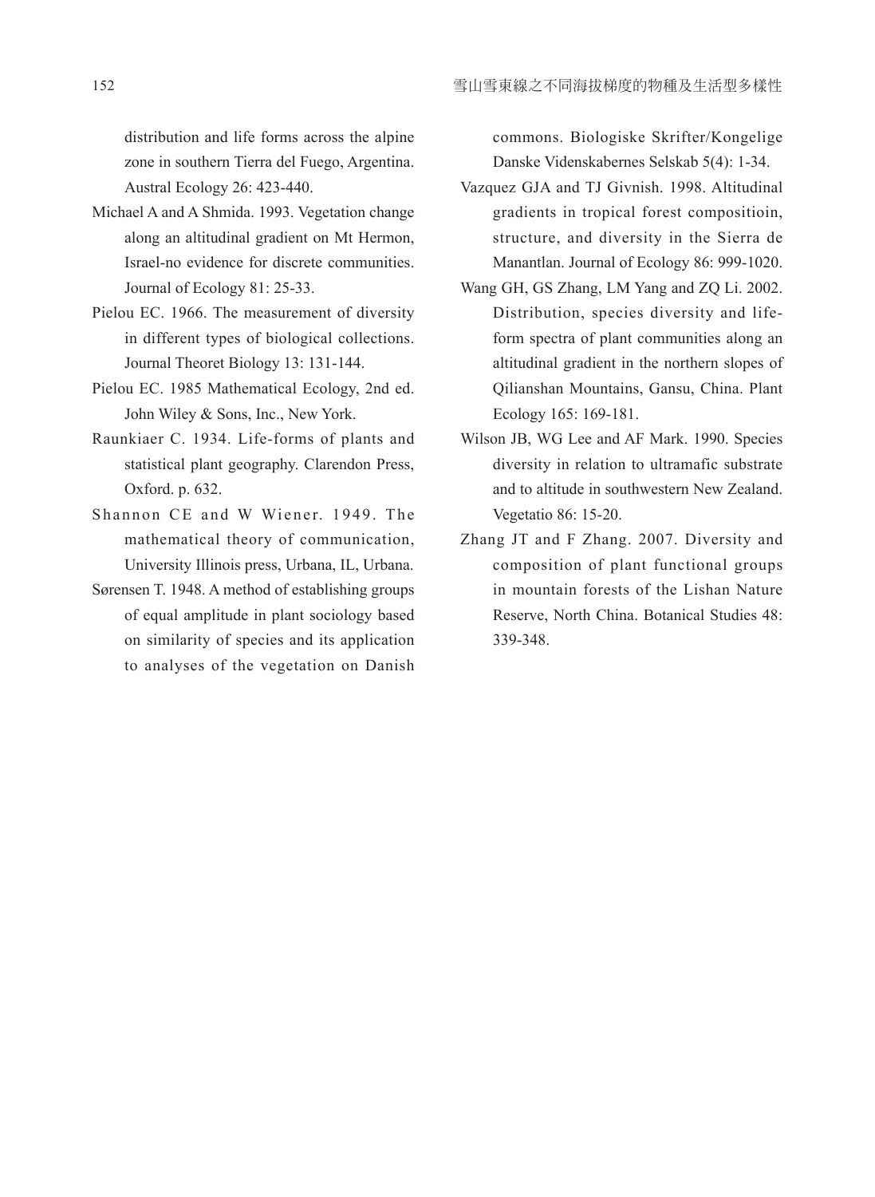distribution and life forms across the alpine zone in southern Tierra del Fuego, Argentina. Austral Ecology 26: 423-440.

Michael A and A Shmida. 1993. Vegetation change along an altitudinal gradient on Mt Hermon, Israel-no evidence for discrete communities. Journal of Ecology 81: 25-33.

Pielou EC. 1966. The measurement of diversity in different types of biological collections. Journal Theoret Biology 13: 131-144.

Pielou EC. 1985 Mathematical Ecology, 2nd ed. John Wiley & Sons, Inc., New York.

Raunkiaer C. 1934. Life-forms of plants and statistical plant geography. Clarendon Press, Oxford. p. 632.

Shannon CE and W Wiener. 1949. The mathematical theory of communication, University Illinois press, Urbana, IL, Urbana.

Sørensen T. 1948. A method of establishing groups of equal amplitude in plant sociology based on similarity of species and its application to analyses of the vegetation on Danish commons. Biologiske Skrifter/Kongelige Danske Videnskabernes Selskab 5(4): 1-34.

Vazquez GJA and TJ Givnish. 1998. Altitudinal gradients in tropical forest compositioin, structure, and diversity in the Sierra de Manantlan. Journal of Ecology 86: 999-1020.

Wang GH, GS Zhang, LM Yang and ZQ Li. 2002. Distribution, species diversity and life-form spectra of plant communities along an altitudinal gradient in the northern slopes of Qilianshan Mountains, Gansu, China. Plant Ecology 165: 169-181.

Wilson JB, WG Lee and AF Mark. 1990. Species diversity in relation to ultramafic substrate and to altitude in southwestern New Zealand. Vegetatio 86: 15-20.

Zhang JT and F Zhang. 2007. Diversity and composition of plant functional groups in mountain forests of the Lishan Nature Reserve, North China. Botanical Studies 48: 339-348.